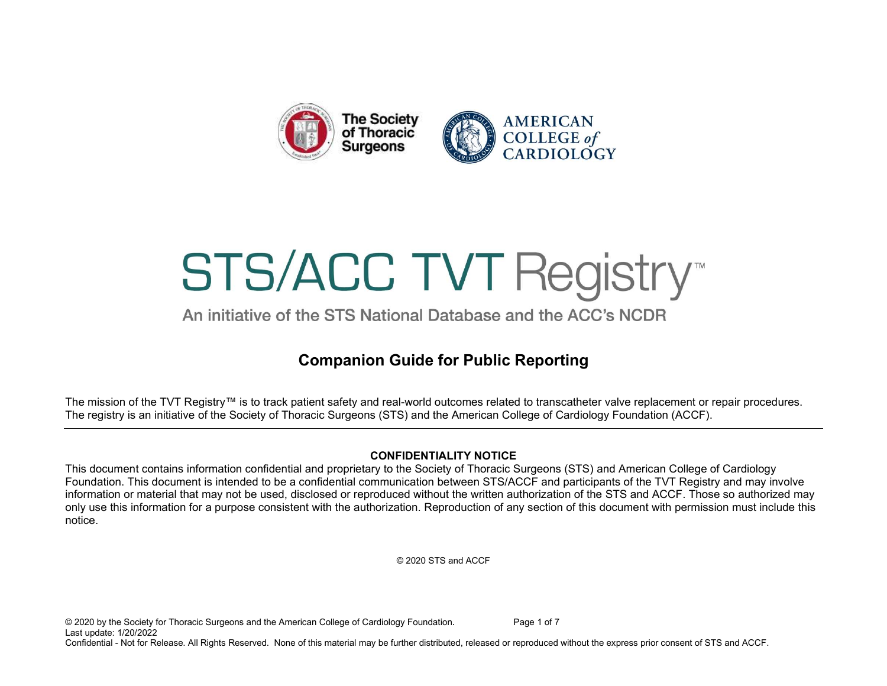# STS/ACC TVT Registry™

An initiative of the STS National Database and the ACC's NCDR

## Companion Guide for Public Reporting

The mission of the TVT Registry™ is to track patient safety and real-world outcomes related to transcatheter valve replacement or repair procedures. The registry is an initiative of the Society of Thoracic Surgeons (STS) and the American College of Cardiology Foundation (ACCF).

---

**CONFIDENTIALITY NOTICE**

This document contains information confidential and proprietary to the Society of Thoracic Surgeons (STS) and American College of Cardiology Foundation. This document is intended to be a confidential communication between STS/ACCF and participants of the TVT Registry and may involve information or material that may not be used, disclosed or reproduced without the written authorization of the STS and ACCF. Those so authorized may only use this information for a purpose consistent with the authorization. Reproduction of any section of this document with permission must include this notice.

© 2020 STS and ACCF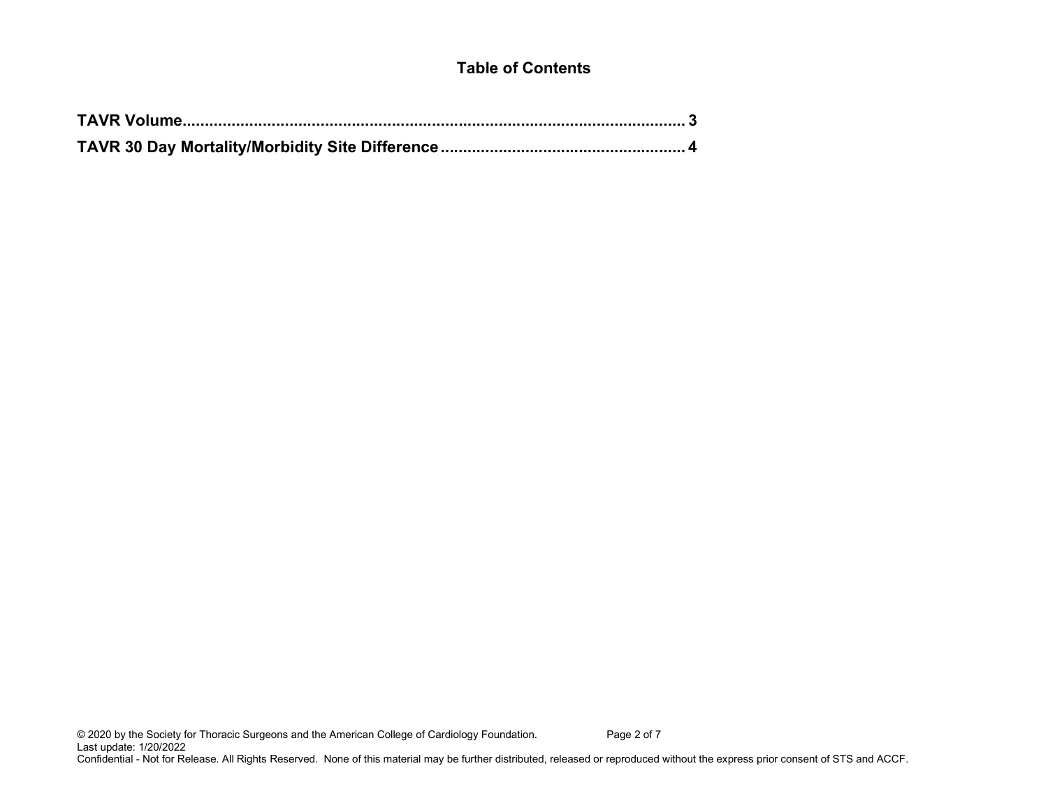# Table of Contents

**TAVR Volume........................................................................................................ 3**

**TAVR 30 Day Mortality/Morbidity Site Difference ..................................................... 4**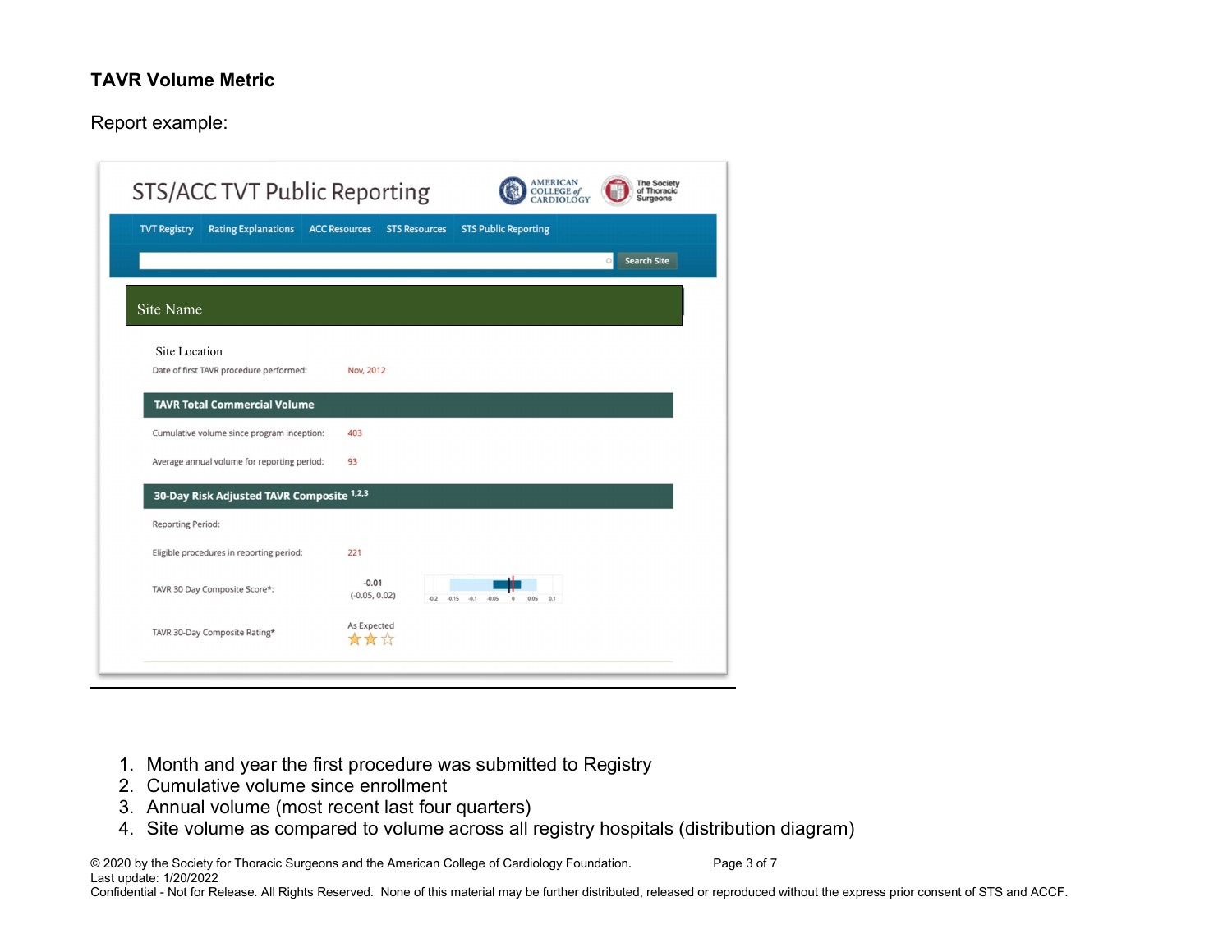## TAVR Volume Metric

Report example:

STS/ACC TVT Public Reporting

AMERICAN COLLEGE of CARDIOLOGY | The Society of Thoracic Surgeons

TVT Registry | Rating Explanations | ACC Resources | STS Resources | STS Public Reporting

Search Site

Site Name

Site Location

Date of first TAVR procedure performed: Nov, 2012

**TAVR Total Commercial Volume**

Cumulative volume since program inception: 403

Average annual volume for reporting period: 93

**30-Day Risk Adjusted TAVR Composite** [1,2,3]

Reporting Period:

Eligible procedures in reporting period: 221

TAVR 30 Day Composite Score*: -0.01 (-0.05, 0.02)

-0.2 -0.15 -0.1 -0.05 0 0.05 0.1

TAVR 30-Day Composite Rating* As Expected ★★☆

1. Month and year the first procedure was submitted to Registry
2. Cumulative volume since enrollment
3. Annual volume (most recent last four quarters)
4. Site volume as compared to volume across all registry hospitals (distribution diagram)

© 2020 by the Society for Thoracic Surgeons and the American College of Cardiology Foundation.
Last update: 1/20/2022
Confidential - Not for Release. All Rights Reserved. None of this material may be further distributed, released or reproduced without the express prior consent of STS and ACCF.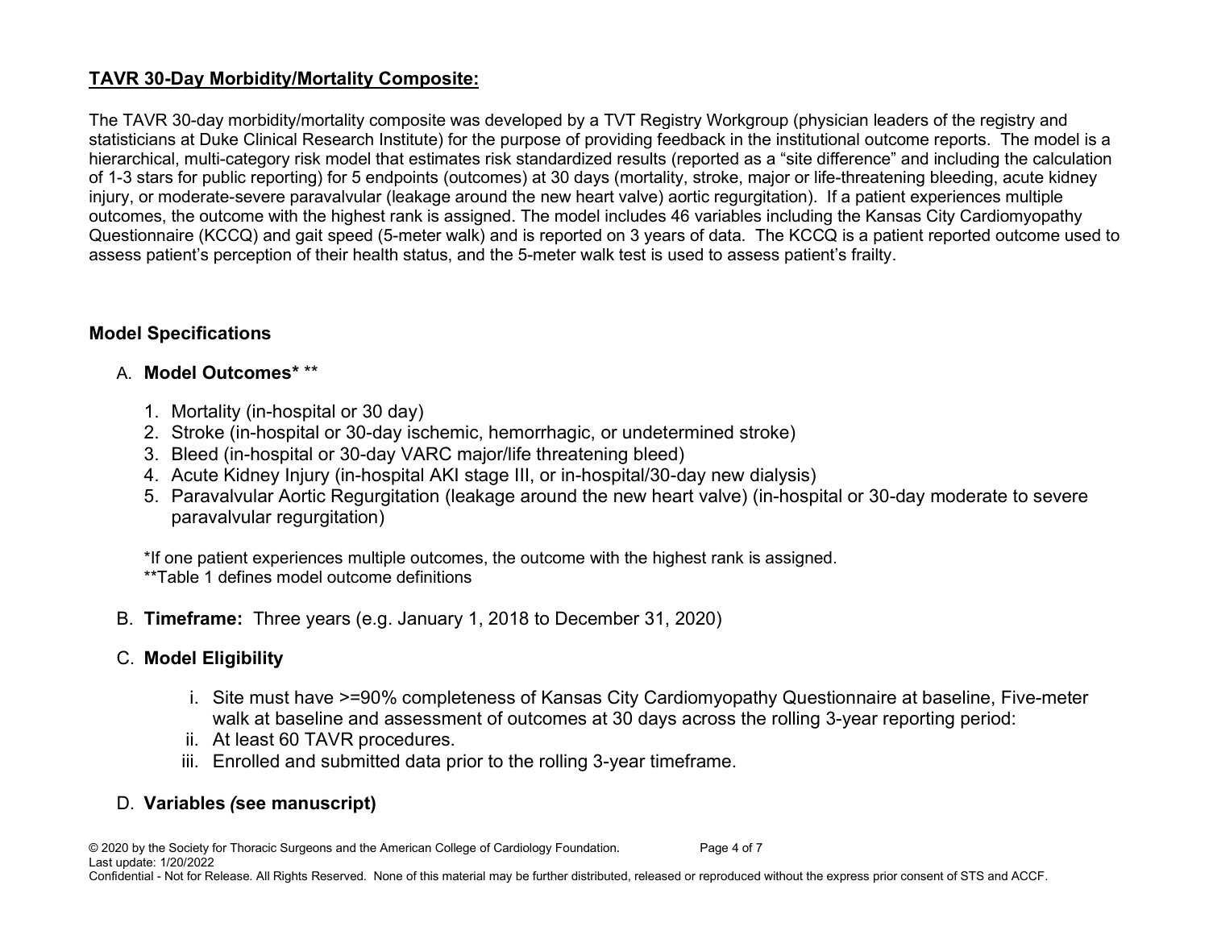## TAVR 30-Day Morbidity/Mortality Composite:

The TAVR 30-day morbidity/mortality composite was developed by a TVT Registry Workgroup (physician leaders of the registry and statisticians at Duke Clinical Research Institute) for the purpose of providing feedback in the institutional outcome reports. The model is a hierarchical, multi-category risk model that estimates risk standardized results (reported as a "site difference" and including the calculation of 1-3 stars for public reporting) for 5 endpoints (outcomes) at 30 days (mortality, stroke, major or life-threatening bleeding, acute kidney injury, or moderate-severe paravalvular (leakage around the new heart valve) aortic regurgitation). If a patient experiences multiple outcomes, the outcome with the highest rank is assigned. The model includes 46 variables including the Kansas City Cardiomyopathy Questionnaire (KCCQ) and gait speed (5-meter walk) and is reported on 3 years of data. The KCCQ is a patient reported outcome used to assess patient's perception of their health status, and the 5-meter walk test is used to assess patient's frailty.

### Model Specifications

A. **Model Outcomes*** **

1. Mortality (in-hospital or 30 day)
2. Stroke (in-hospital or 30-day ischemic, hemorrhagic, or undetermined stroke)
3. Bleed (in-hospital or 30-day VARC major/life threatening bleed)
4. Acute Kidney Injury (in-hospital AKI stage III, or in-hospital/30-day new dialysis)
5. Paravalvular Aortic Regurgitation (leakage around the new heart valve) (in-hospital or 30-day moderate to severe paravalvular regurgitation)

*If one patient experiences multiple outcomes, the outcome with the highest rank is assigned.
**Table 1 defines model outcome definitions

B. **Timeframe:** Three years (e.g. January 1, 2018 to December 31, 2020)

C. **Model Eligibility**

i. Site must have >=90% completeness of Kansas City Cardiomyopathy Questionnaire at baseline, Five-meter walk at baseline and assessment of outcomes at 30 days across the rolling 3-year reporting period:
ii. At least 60 TAVR procedures.
iii. Enrolled and submitted data prior to the rolling 3-year timeframe.

D. **Variables *(*see manuscript)**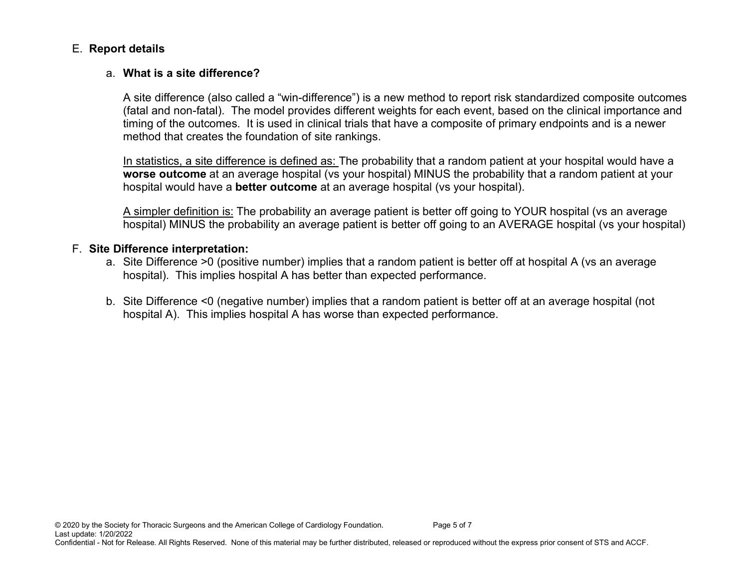## E. **Report details**

### a. **What is a site difference?**

A site difference (also called a “win-difference”) is a new method to report risk standardized composite outcomes (fatal and non-fatal). The model provides different weights for each event, based on the clinical importance and timing of the outcomes. It is used in clinical trials that have a composite of primary endpoints and is a newer method that creates the foundation of site rankings.

<u>In statistics, a site difference is defined as:</u> The probability that a random patient at your hospital would have a **worse outcome** at an average hospital (vs your hospital) MINUS the probability that a random patient at your hospital would have a **better outcome** at an average hospital (vs your hospital).

<u>A simpler definition is:</u> The probability an average patient is better off going to YOUR hospital (vs an average hospital) MINUS the probability an average patient is better off going to an AVERAGE hospital (vs your hospital)

## F. **Site Difference interpretation:**

a. Site Difference >0 (positive number) implies that a random patient is better off at hospital A (vs an average hospital). This implies hospital A has better than expected performance.

b. Site Difference <0 (negative number) implies that a random patient is better off at an average hospital (not hospital A). This implies hospital A has worse than expected performance.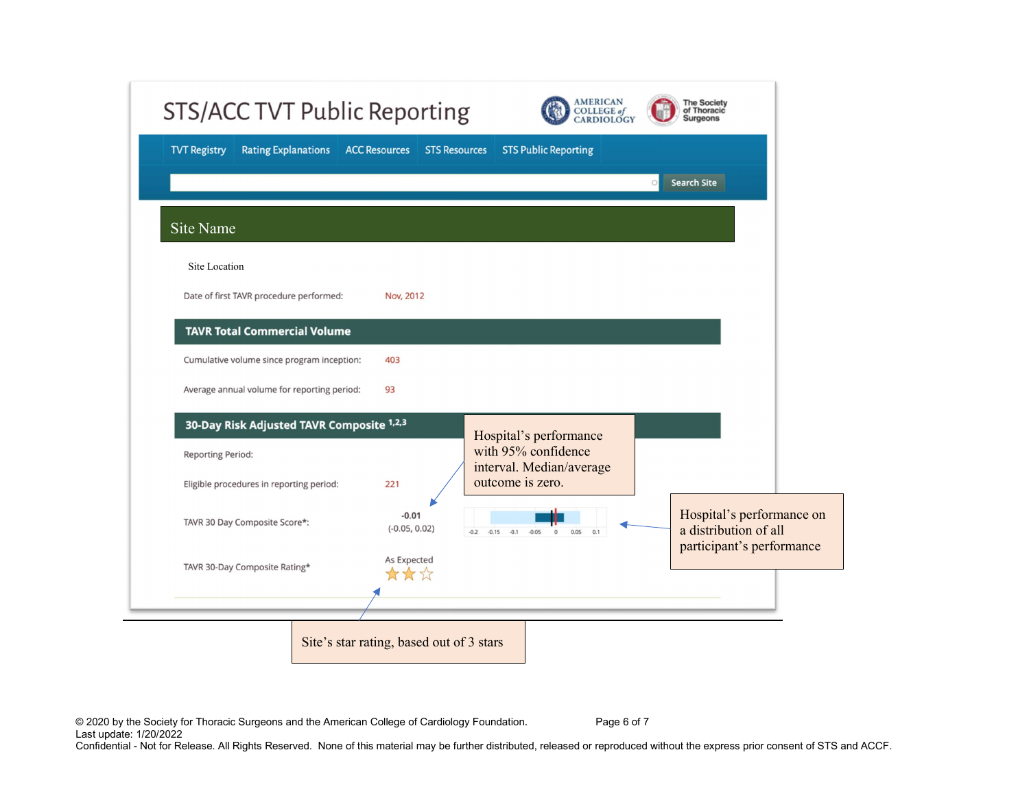# STS/ACC TVT Public Reporting

AMERICAN COLLEGE of CARDIOLOGY | The Society of Thoracic Surgeons

TVT Registry | Rating Explanations | ACC Resources | STS Resources | STS Public Reporting

Search Site

## Site Name

Site Location

Date of first TAVR procedure performed: Nov, 2012

### TAVR Total Commercial Volume

Cumulative volume since program inception: 403

Average annual volume for reporting period: 93

### 30-Day Risk Adjusted TAVR Composite [1,2,3]

Reporting Period:

Eligible procedures in reporting period: 221

TAVR 30 Day Composite Score*: -0.01 (-0.05, 0.02)

-0.2 -0.15 -0.1 -0.05 0 0.05 0.1

TAVR 30-Day Composite Rating* As Expected ★★☆

Hospital's performance with 95% confidence interval. Median/average outcome is zero.

Hospital's performance on a distribution of all participant's performance

Site's star rating, based out of 3 stars

© 2020 by the Society for Thoracic Surgeons and the American College of Cardiology Foundation.
Last update: 1/20/2022
Confidential - Not for Release. All Rights Reserved. None of this material may be further distributed, released or reproduced without the express prior consent of STS and ACCF.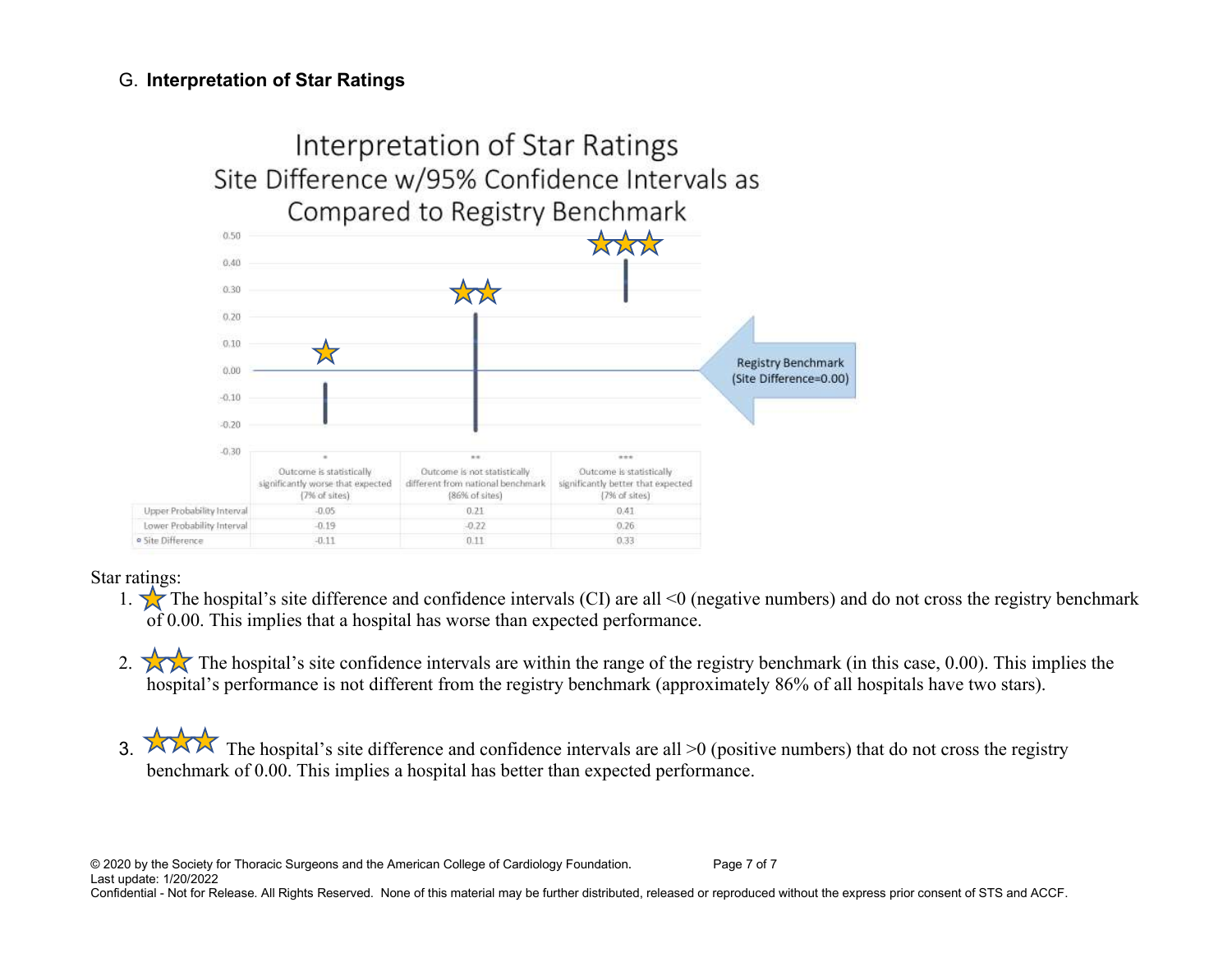G. **Interpretation of Star Ratings**

Interpretation of Star Ratings
Site Difference w/95% Confidence Intervals as Compared to Registry Benchmark

0.50
0.40
0.30
0.20
0.10
0.00
-0.10
-0.20
-0.30

Registry Benchmark (Site Difference=0.00)

\* Outcome is statistically significantly worse that expected (7% of sites)

\*\* Outcome is not statistically different from national benchmark (86% of sites)

\*\*\* Outcome is statistically significantly better that expected (7% of sites)

Upper Probability Interval: -0.05, 0.21, 0.41
Lower Probability Interval: -0.19, -0.22, 0.26
Site Difference: -0.11, 0.11, 0.33

Star ratings:

1. ★ The hospital's site difference and confidence intervals (CI) are all <0 (negative numbers) and do not cross the registry benchmark of 0.00. This implies that a hospital has worse than expected performance.

2. ★★ The hospital's site confidence intervals are within the range of the registry benchmark (in this case, 0.00). This implies the hospital's performance is not different from the registry benchmark (approximately 86% of all hospitals have two stars).

3. ★★★ The hospital's site difference and confidence intervals are all >0 (positive numbers) that do not cross the registry benchmark of 0.00. This implies a hospital has better than expected performance.